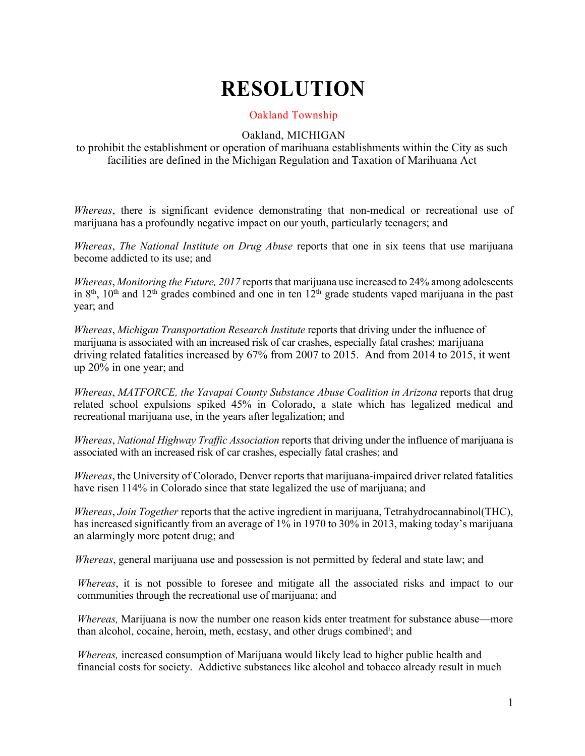# RESOLUTION

Oakland Township

Oakland, MICHIGAN
to prohibit the establishment or operation of marihuana establishments within the City as such facilities are defined in the Michigan Regulation and Taxation of Marihuana Act

*Whereas*, there is significant evidence demonstrating that non-medical or recreational use of marijuana has a profoundly negative impact on our youth, particularly teenagers; and

*Whereas*, *The National Institute on Drug Abuse* reports that one in six teens that use marijuana become addicted to its use; and

*Whereas*, *Monitoring the Future, 2017* reports that marijuana use increased to 24% among adolescents in 8th, 10th and 12th grades combined and one in ten 12th grade students vaped marijuana in the past year; and

*Whereas*, *Michigan Transportation Research Institute* reports that driving under the influence of marijuana is associated with an increased risk of car crashes, especially fatal crashes; marijuana driving related fatalities increased by 67% from 2007 to 2015. And from 2014 to 2015, it went up 20% in one year; and

*Whereas*, *MATFORCE, the Yavapai County Substance Abuse Coalition in Arizona* reports that drug related school expulsions spiked 45% in Colorado, a state which has legalized medical and recreational marijuana use, in the years after legalization; and

*Whereas*, *National Highway Traffic Association* reports that driving under the influence of marijuana is associated with an increased risk of car crashes, especially fatal crashes; and

*Whereas*, the University of Colorado, Denver reports that marijuana-impaired driver related fatalities have risen 114% in Colorado since that state legalized the use of marijuana; and

*Whereas*, *Join Together* reports that the active ingredient in marijuana, Tetrahydrocannabinol(THC), has increased significantly from an average of 1% in 1970 to 30% in 2013, making today's marijuana an alarmingly more potent drug; and

*Whereas*, general marijuana use and possession is not permitted by federal and state law; and

*Whereas*, it is not possible to foresee and mitigate all the associated risks and impact to our communities through the recreational use of marijuana; and

*Whereas,* Marijuana is now the number one reason kids enter treatment for substance abuse—more than alcohol, cocaine, heroin, meth, ecstasy, and other drugs combined[i]; and

*Whereas,* increased consumption of Marijuana would likely lead to higher public health and financial costs for society. Addictive substances like alcohol and tobacco already result in much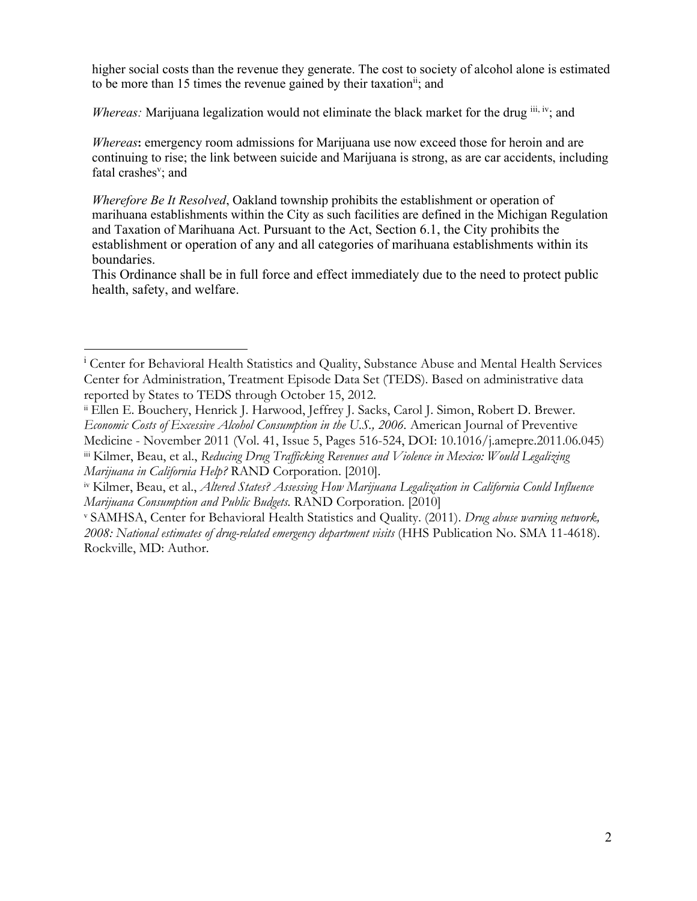higher social costs than the revenue they generate. The cost to society of alcohol alone is estimated to be more than 15 times the revenue gained by their taxation[ii]; and

*Whereas:* Marijuana legalization would not eliminate the black market for the drug [iii, iv]; and

*Whereas***:** emergency room admissions for Marijuana use now exceed those for heroin and are continuing to rise; the link between suicide and Marijuana is strong, as are car accidents, including fatal crashes[v]; and

*Wherefore Be It Resolved*, Oakland township prohibits the establishment or operation of marihuana establishments within the City as such facilities are defined in the Michigan Regulation and Taxation of Marihuana Act. Pursuant to the Act, Section 6.1, the City prohibits the establishment or operation of any and all categories of marihuana establishments within its boundaries.

This Ordinance shall be in full force and effect immediately due to the need to protect public health, safety, and welfare.

---

[i] Center for Behavioral Health Statistics and Quality, Substance Abuse and Mental Health Services Center for Administration, Treatment Episode Data Set (TEDS). Based on administrative data reported by States to TEDS through October 15, 2012.

[ii] Ellen E. Bouchery, Henrick J. Harwood, Jeffrey J. Sacks, Carol J. Simon, Robert D. Brewer. *Economic Costs of Excessive Alcohol Consumption in the U.S., 2006.* American Journal of Preventive Medicine - November 2011 (Vol. 41, Issue 5, Pages 516-524, DOI: 10.1016/j.amepre.2011.06.045)

[iii] Kilmer, Beau, et al., *Reducing Drug Trafficking Revenues and Violence in Mexico: Would Legalizing Marijuana in California Help?* RAND Corporation. [2010].

[iv] Kilmer, Beau, et al., *Altered States? Assessing How Marijuana Legalization in California Could Influence Marijuana Consumption and Public Budgets.* RAND Corporation. [2010]

[v] SAMHSA, Center for Behavioral Health Statistics and Quality. (2011). *Drug abuse warning network, 2008: National estimates of drug-related emergency department visits* (HHS Publication No. SMA 11-4618). Rockville, MD: Author.